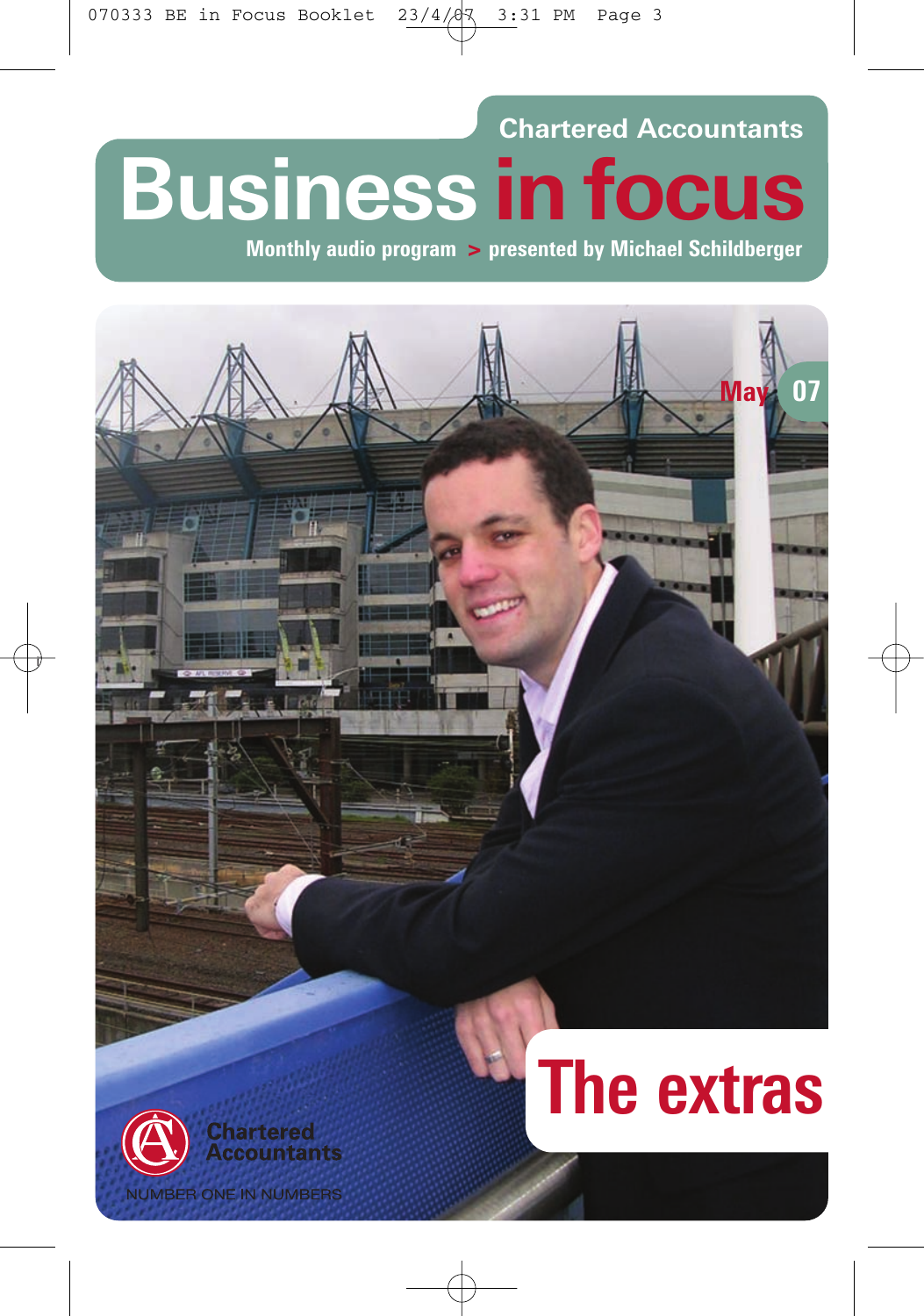Chartered Accountants

# Business in focus

Monthly audio program > presented by Michael Schildberger

May 07

# The extras

Chartered Accountants

NUMBER ONE IN NUMBERS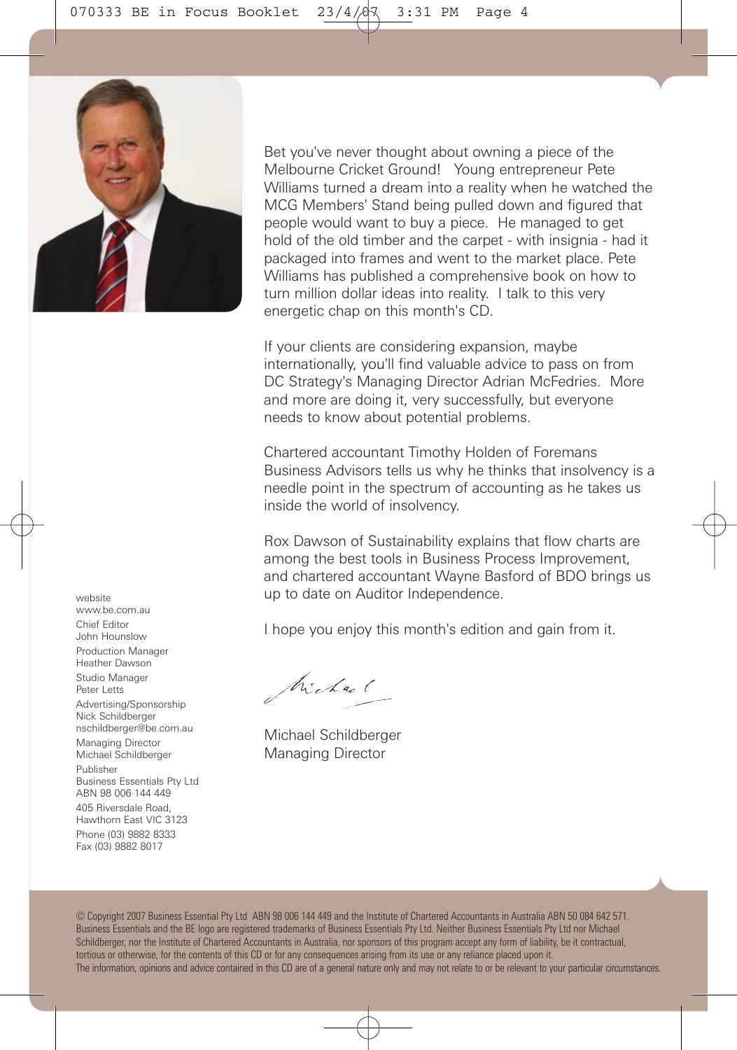Bet you've never thought about owning a piece of the Melbourne Cricket Ground! Young entrepreneur Pete Williams turned a dream into a reality when he watched the MCG Members' Stand being pulled down and figured that people would want to buy a piece. He managed to get hold of the old timber and the carpet - with insignia - had it packaged into frames and went to the market place. Pete Williams has published a comprehensive book on how to turn million dollar ideas into reality. I talk to this very energetic chap on this month's CD.

If your clients are considering expansion, maybe internationally, you'll find valuable advice to pass on from DC Strategy's Managing Director Adrian McFedries. More and more are doing it, very successfully, but everyone needs to know about potential problems.

Chartered accountant Timothy Holden of Foremans Business Advisors tells us why he thinks that insolvency is a needle point in the spectrum of accounting as he takes us inside the world of insolvency.

Rox Dawson of Sustainability explains that flow charts are among the best tools in Business Process Improvement, and chartered accountant Wayne Basford of BDO brings us up to date on Auditor Independence.

I hope you enjoy this month's edition and gain from it.

Michael Schildberger
Managing Director

website
www.be.com.au

Chief Editor
John Hounslow

Production Manager
Heather Dawson

Studio Manager
Peter Letts

Advertising/Sponsorship
Nick Schildberger
nschildberger@be.com.au

Managing Director
Michael Schildberger

Publisher
Business Essentials Pty Ltd
ABN 98 006 144 449

405 Riversdale Road,
Hawthorn East VIC 3123

Phone (03) 9882 8333
Fax (03) 9882 8017

© Copyright 2007 Business Essential Pty Ltd ABN 98 006 144 449 and the Institute of Chartered Accountants in Australia ABN 50 084 642 571. Business Essentials and the BE logo are registered trademarks of Business Essentials Pty Ltd. Neither Business Essentials Pty Ltd nor Michael Schildberger, nor the Institute of Chartered Accountants in Australia, nor sponsors of this program accept any form of liability, be it contractual, tortious or otherwise, for the contents of this CD or for any consequences arising from its use or any reliance placed upon it.
The information, opinions and advice contained in this CD are of a general nature only and may not relate to or be relevant to your particular circumstances.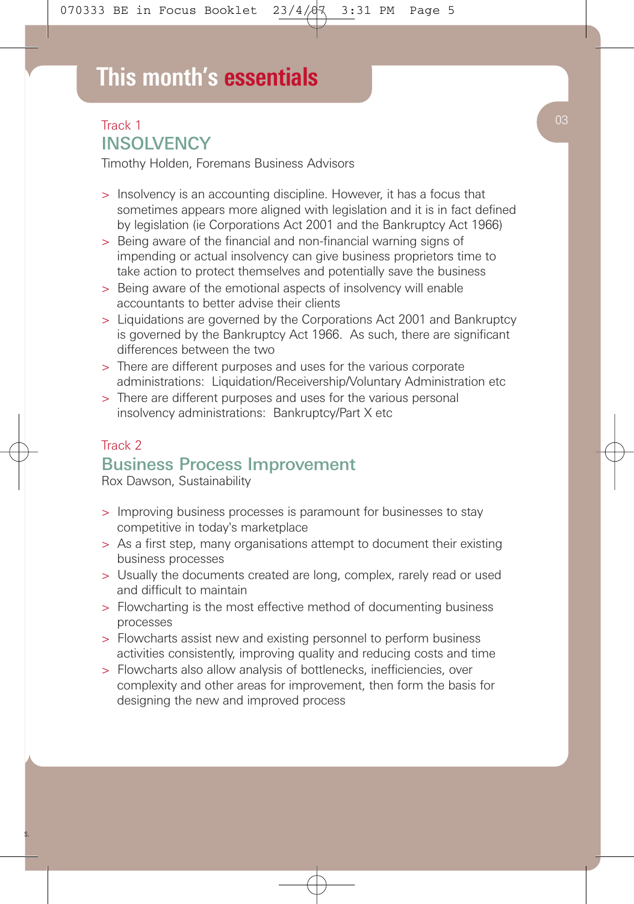# This month's essentials

Track 1

## INSOLVENCY

Timothy Holden, Foremans Business Advisors

- Insolvency is an accounting discipline. However, it has a focus that sometimes appears more aligned with legislation and it is in fact defined by legislation (ie Corporations Act 2001 and the Bankruptcy Act 1966)
- Being aware of the financial and non-financial warning signs of impending or actual insolvency can give business proprietors time to take action to protect themselves and potentially save the business
- Being aware of the emotional aspects of insolvency will enable accountants to better advise their clients
- Liquidations are governed by the Corporations Act 2001 and Bankruptcy is governed by the Bankruptcy Act 1966. As such, there are significant differences between the two
- There are different purposes and uses for the various corporate administrations: Liquidation/Receivership/Voluntary Administration etc
- There are different purposes and uses for the various personal insolvency administrations: Bankruptcy/Part X etc

Track 2

## Business Process Improvement

Rox Dawson, Sustainability

- Improving business processes is paramount for businesses to stay competitive in today's marketplace
- As a first step, many organisations attempt to document their existing business processes
- Usually the documents created are long, complex, rarely read or used and difficult to maintain
- Flowcharting is the most effective method of documenting business processes
- Flowcharts assist new and existing personnel to perform business activities consistently, improving quality and reducing costs and time
- Flowcharts also allow analysis of bottlenecks, inefficiencies, over complexity and other areas for improvement, then form the basis for designing the new and improved process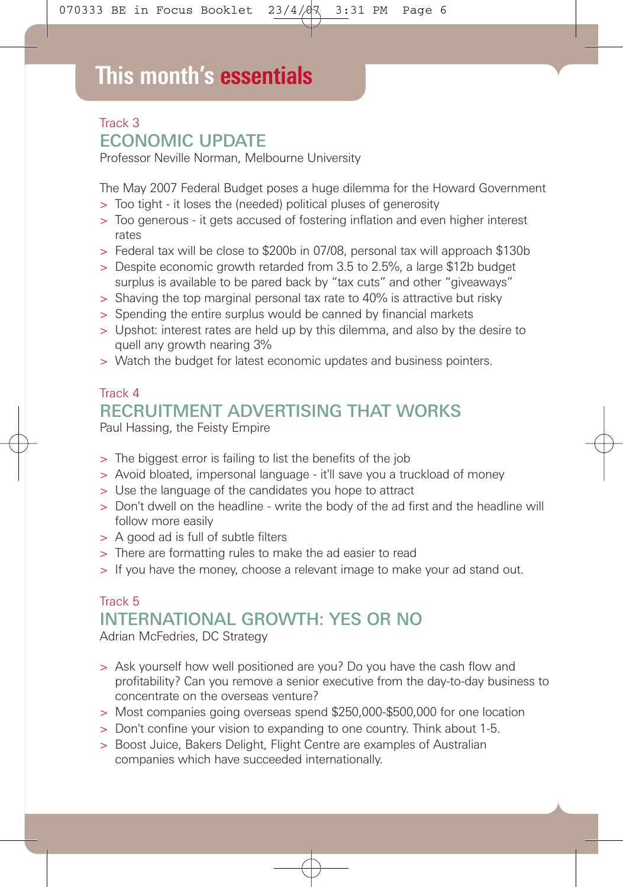# This month's essentials

Track 3

## ECONOMIC UPDATE

Professor Neville Norman, Melbourne University

The May 2007 Federal Budget poses a huge dilemma for the Howard Government

- Too tight - it loses the (needed) political pluses of generosity
- Too generous - it gets accused of fostering inflation and even higher interest rates
- Federal tax will be close to $200b in 07/08, personal tax will approach $130b
- Despite economic growth retarded from 3.5 to 2.5%, a large $12b budget surplus is available to be pared back by "tax cuts" and other "giveaways"
- Shaving the top marginal personal tax rate to 40% is attractive but risky
- Spending the entire surplus would be canned by financial markets
- Upshot: interest rates are held up by this dilemma, and also by the desire to quell any growth nearing 3%
- Watch the budget for latest economic updates and business pointers.

Track 4

## RECRUITMENT ADVERTISING THAT WORKS

Paul Hassing, the Feisty Empire

- The biggest error is failing to list the benefits of the job
- Avoid bloated, impersonal language - it'll save you a truckload of money
- Use the language of the candidates you hope to attract
- Don't dwell on the headline - write the body of the ad first and the headline will follow more easily
- A good ad is full of subtle filters
- There are formatting rules to make the ad easier to read
- If you have the money, choose a relevant image to make your ad stand out.

Track 5

## INTERNATIONAL GROWTH: YES OR NO

Adrian McFedries, DC Strategy

- Ask yourself how well positioned are you? Do you have the cash flow and profitability? Can you remove a senior executive from the day-to-day business to concentrate on the overseas venture?
- Most companies going overseas spend $250,000-$500,000 for one location
- Don't confine your vision to expanding to one country. Think about 1-5.
- Boost Juice, Bakers Delight, Flight Centre are examples of Australian companies which have succeeded internationally.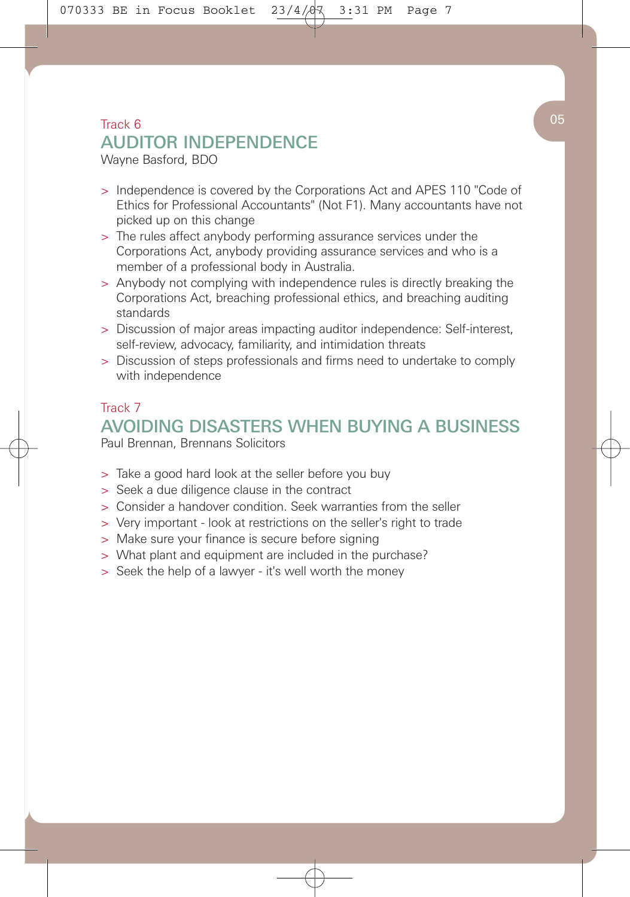Track 6

## AUDITOR INDEPENDENCE

Wayne Basford, BDO

- Independence is covered by the Corporations Act and APES 110 "Code of Ethics for Professional Accountants" (Not F1). Many accountants have not picked up on this change
- The rules affect anybody performing assurance services under the Corporations Act, anybody providing assurance services and who is a member of a professional body in Australia.
- Anybody not complying with independence rules is directly breaking the Corporations Act, breaching professional ethics, and breaching auditing standards
- Discussion of major areas impacting auditor independence: Self-interest, self-review, advocacy, familiarity, and intimidation threats
- Discussion of steps professionals and firms need to undertake to comply with independence

Track 7

## AVOIDING DISASTERS WHEN BUYING A BUSINESS

Paul Brennan, Brennans Solicitors

- Take a good hard look at the seller before you buy
- Seek a due diligence clause in the contract
- Consider a handover condition. Seek warranties from the seller
- Very important - look at restrictions on the seller's right to trade
- Make sure your finance is secure before signing
- What plant and equipment are included in the purchase?
- Seek the help of a lawyer - it's well worth the money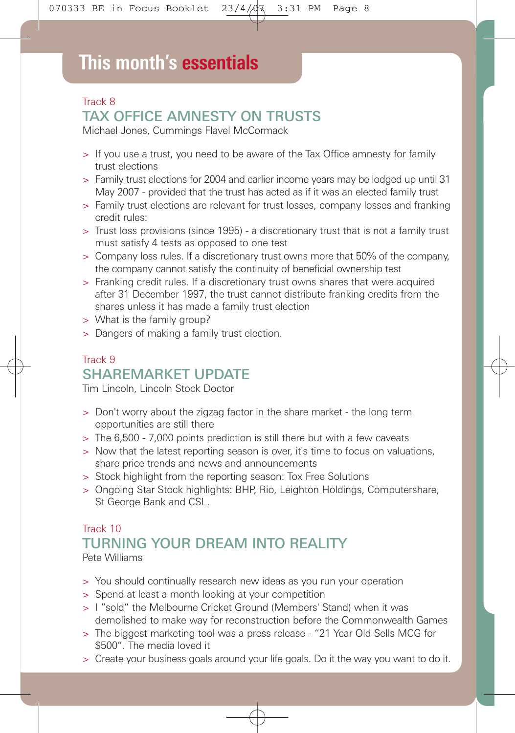# This month's essentials

Track 8

## TAX OFFICE AMNESTY ON TRUSTS

Michael Jones, Cummings Flavel McCormack

- If you use a trust, you need to be aware of the Tax Office amnesty for family trust elections
- Family trust elections for 2004 and earlier income years may be lodged up until 31 May 2007 - provided that the trust has acted as if it was an elected family trust
- Family trust elections are relevant for trust losses, company losses and franking credit rules:
- Trust loss provisions (since 1995) - a discretionary trust that is not a family trust must satisfy 4 tests as opposed to one test
- Company loss rules. If a discretionary trust owns more that 50% of the company, the company cannot satisfy the continuity of beneficial ownership test
- Franking credit rules. If a discretionary trust owns shares that were acquired after 31 December 1997, the trust cannot distribute franking credits from the shares unless it has made a family trust election
- What is the family group?
- Dangers of making a family trust election.

Track 9

## SHAREMARKET UPDATE

Tim Lincoln, Lincoln Stock Doctor

- Don't worry about the zigzag factor in the share market - the long term opportunities are still there
- The 6,500 - 7,000 points prediction is still there but with a few caveats
- Now that the latest reporting season is over, it's time to focus on valuations, share price trends and news and announcements
- Stock highlight from the reporting season: Tox Free Solutions
- Ongoing Star Stock highlights: BHP, Rio, Leighton Holdings, Computershare, St George Bank and CSL.

Track 10

## TURNING YOUR DREAM INTO REALITY

Pete Williams

- You should continually research new ideas as you run your operation
- Spend at least a month looking at your competition
- I "sold" the Melbourne Cricket Ground (Members' Stand) when it was demolished to make way for reconstruction before the Commonwealth Games
- The biggest marketing tool was a press release - "21 Year Old Sells MCG for $500". The media loved it
- Create your business goals around your life goals. Do it the way you want to do it.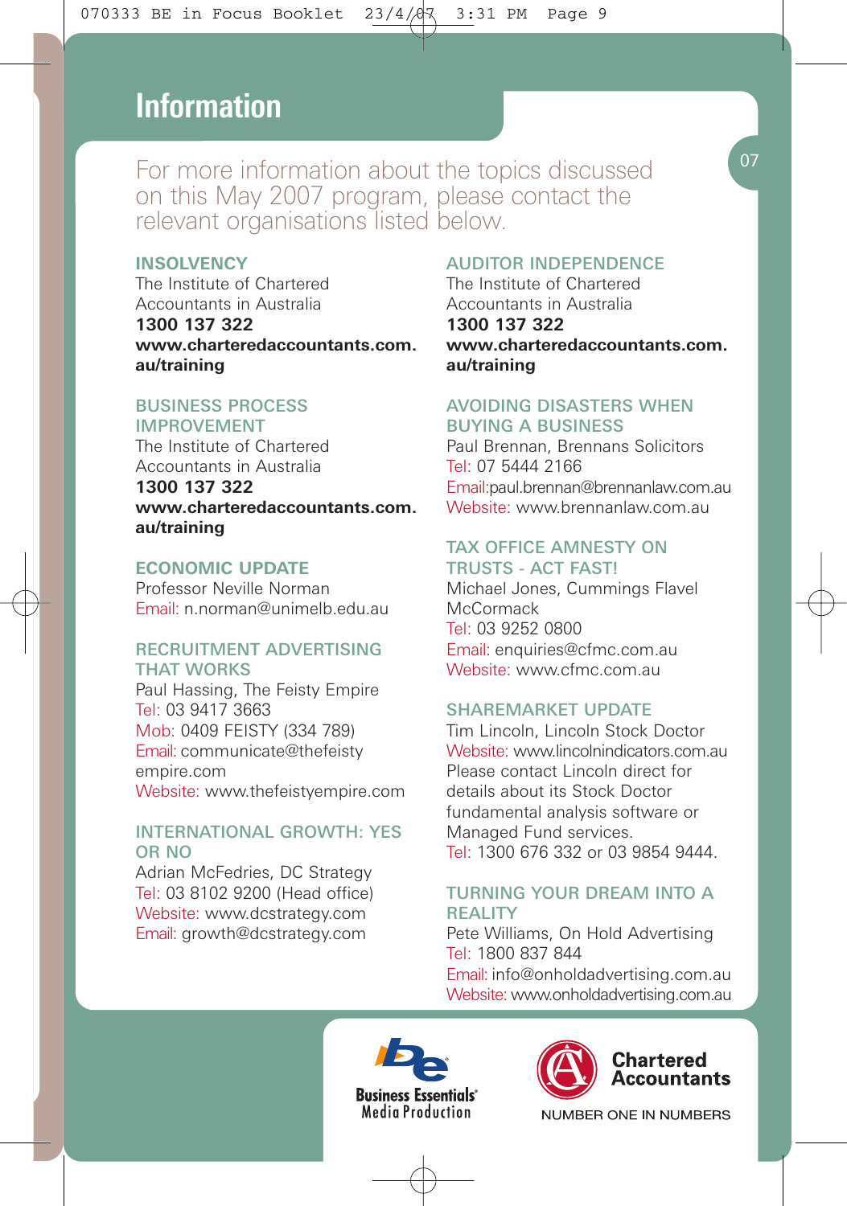# Information

For more information about the topics discussed on this May 2007 program, please contact the relevant organisations listed below.

### INSOLVENCY

The Institute of Chartered Accountants in Australia
**1300 137 322**
**www.charteredaccountants.com.au/training**

### BUSINESS PROCESS IMPROVEMENT

The Institute of Chartered Accountants in Australia
**1300 137 322**
**www.charteredaccountants.com.au/training**

### ECONOMIC UPDATE

Professor Neville Norman
Email: n.norman@unimelb.edu.au

### RECRUITMENT ADVERTISING THAT WORKS

Paul Hassing, The Feisty Empire
Tel: 03 9417 3663
Mob: 0409 FEISTY (334 789)
Email: communicate@thefeistyempire.com
Website: www.thefeistyempire.com

### INTERNATIONAL GROWTH: YES OR NO

Adrian McFedries, DC Strategy
Tel: 03 8102 9200 (Head office)
Website: www.dcstrategy.com
Email: growth@dcstrategy.com

### AUDITOR INDEPENDENCE

The Institute of Chartered Accountants in Australia
**1300 137 322**
**www.charteredaccountants.com.au/training**

### AVOIDING DISASTERS WHEN BUYING A BUSINESS

Paul Brennan, Brennans Solicitors
Tel: 07 5444 2166
Email:paul.brennan@brennanlaw.com.au
Website: www.brennanlaw.com.au

### TAX OFFICE AMNESTY ON TRUSTS - ACT FAST!

Michael Jones, Cummings Flavel McCormack
Tel: 03 9252 0800
Email: enquiries@cfmc.com.au
Website: www.cfmc.com.au

### SHAREMARKET UPDATE

Tim Lincoln, Lincoln Stock Doctor
Website: www.lincolnindicators.com.au
Please contact Lincoln direct for details about its Stock Doctor fundamental analysis software or Managed Fund services.
Tel: 1300 676 332 or 03 9854 9444.

### TURNING YOUR DREAM INTO A REALITY

Pete Williams, On Hold Advertising
Tel: 1800 837 844
Email: info@onholdadvertising.com.au
Website: www.onholdadvertising.com.au

Business Essentials® Media Production

Chartered Accountants
NUMBER ONE IN NUMBERS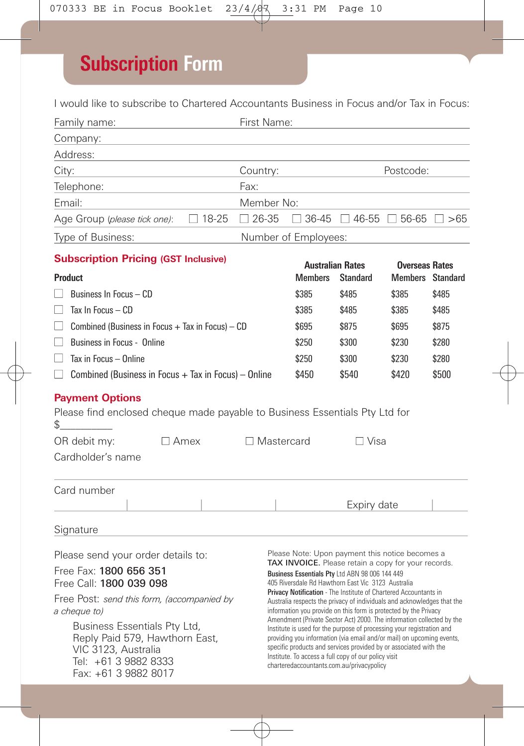# Subscription Form

I would like to subscribe to Chartered Accountants Business in Focus and/or Tax in Focus:

Family name: First Name:

Company:

Address:

City: Country: Postcode:

Telephone: Fax:

Email: Member No:

Age Group (*please tick one*): ☐ 18-25 ☐ 26-35 ☐ 36-45 ☐ 46-55 ☐ 56-65 ☐ >65

Type of Business: Number of Employees:

## Subscription Pricing (GST Inclusive)

| Product | Australian Rates | | Overseas Rates | |
|---|---|---|---|---|
| | Members | Standard | Members | Standard |
| ☐ Business In Focus – CD | $385 | $485 | $385 | $485 |
| ☐ Tax In Focus – CD | $385 | $485 | $385 | $485 |
| ☐ Combined (Business in Focus + Tax in Focus) – CD | $695 | $875 | $695 | $875 |
| ☐ Business in Focus - Online | $250 | $300 | $230 | $280 |
| ☐ Tax in Focus – Online | $250 | $300 | $230 | $280 |
| ☐ Combined (Business in Focus + Tax in Focus) – Online | $450 | $540 | $420 | $500 |

## Payment Options

Please find enclosed cheque made payable to Business Essentials Pty Ltd for $__________

OR debit my: ☐ Amex ☐ Mastercard ☐ Visa

Cardholder's name

Card number

Expiry date

Signature

Please send your order details to:

Free Fax: **1800 656 351**
Free Call: **1800 039 098**

Free Post: *send this form, (accompanied by a cheque to)*

Business Essentials Pty Ltd,
Reply Paid 579, Hawthorn East,
VIC 3123, Australia
Tel: +61 3 9882 8333
Fax: +61 3 9882 8017

Please Note: Upon payment this notice becomes a **TAX INVOICE.** Please retain a copy for your records.

**Business Essentials Pty** Ltd ABN 98 006 144 449
405 Riversdale Rd Hawthorn East Vic 3123 Australia

**Privacy Notification** - The Institute of Chartered Accountants in Australia respects the privacy of individuals and acknowledges that the information you provide on this form is protected by the Privacy Amendment (Private Sector Act) 2000. The information collected by the Institute is used for the purpose of processing your registration and providing you information (via email and/or mail) on upcoming events, specific products and services provided by or associated with the Institute. To access a full copy of our policy visit charteredaccountants.com.au/privacypolicy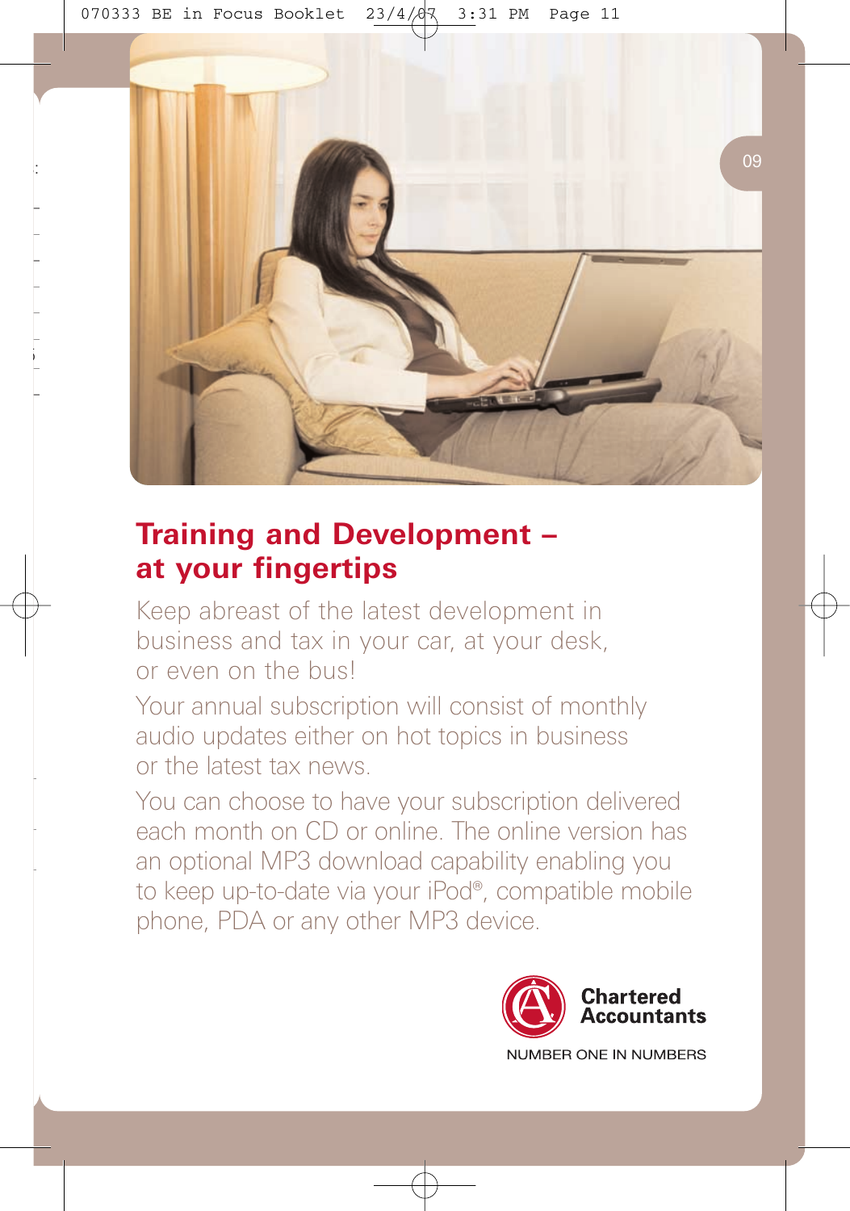## Training and Development – at your fingertips

Keep abreast of the latest development in business and tax in your car, at your desk, or even on the bus!

Your annual subscription will consist of monthly audio updates either on hot topics in business or the latest tax news.

You can choose to have your subscription delivered each month on CD or online. The online version has an optional MP3 download capability enabling you to keep up-to-date via your iPod®, compatible mobile phone, PDA or any other MP3 device.

**Chartered Accountants**

NUMBER ONE IN NUMBERS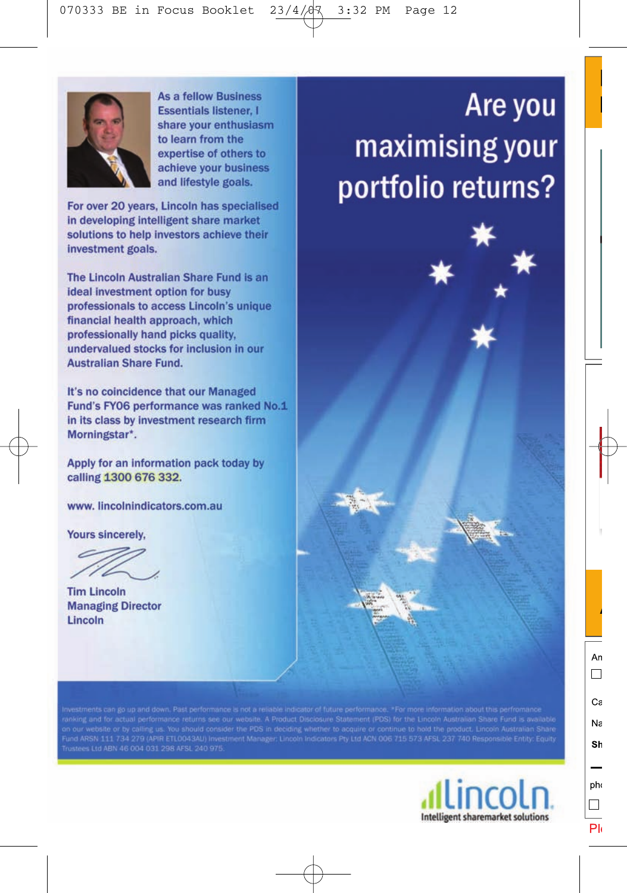As a fellow Business Essentials listener, I share your enthusiasm to learn from the expertise of others to achieve your business and lifestyle goals.

For over 20 years, Lincoln has specialised in developing intelligent share market solutions to help investors achieve their investment goals.

The Lincoln Australian Share Fund is an ideal investment option for busy professionals to access Lincoln's unique financial health approach, which professionally hand picks quality, undervalued stocks for inclusion in our Australian Share Fund.

It's no coincidence that our Managed Fund's FY06 performance was ranked No.1 in its class by investment research firm Morningstar*.

Apply for an information pack today by calling **1300 676 332**.

www. lincolnindicators.com.au

Yours sincerely,

Tim Lincoln
Managing Director
Lincoln

# Are you maximising your portfolio returns?

Investments can go up and down. Past performance is not a reliable indicator of future performance. *For more information about this perfromance ranking and for actual performance returns see our website. A Product Disclosure Statement (PDS) for the Lincoln Australian Share Fund is available on our website or by calling us. You should consider the PDS in deciding whether to acquire or continue to hold the product. Lincoln Australian Share Fund ARSN 111 734 279 (APIR ETL0043AU) Investment Manager: Lincoln Indicators Pty Ltd ACN 006 715 573 AFSL 237 740 Responsible Entity: Equity Trustees Ltd ABN 46 004 031 298 AFSL 240 975.

lincoln
Intelligent sharemarket solutions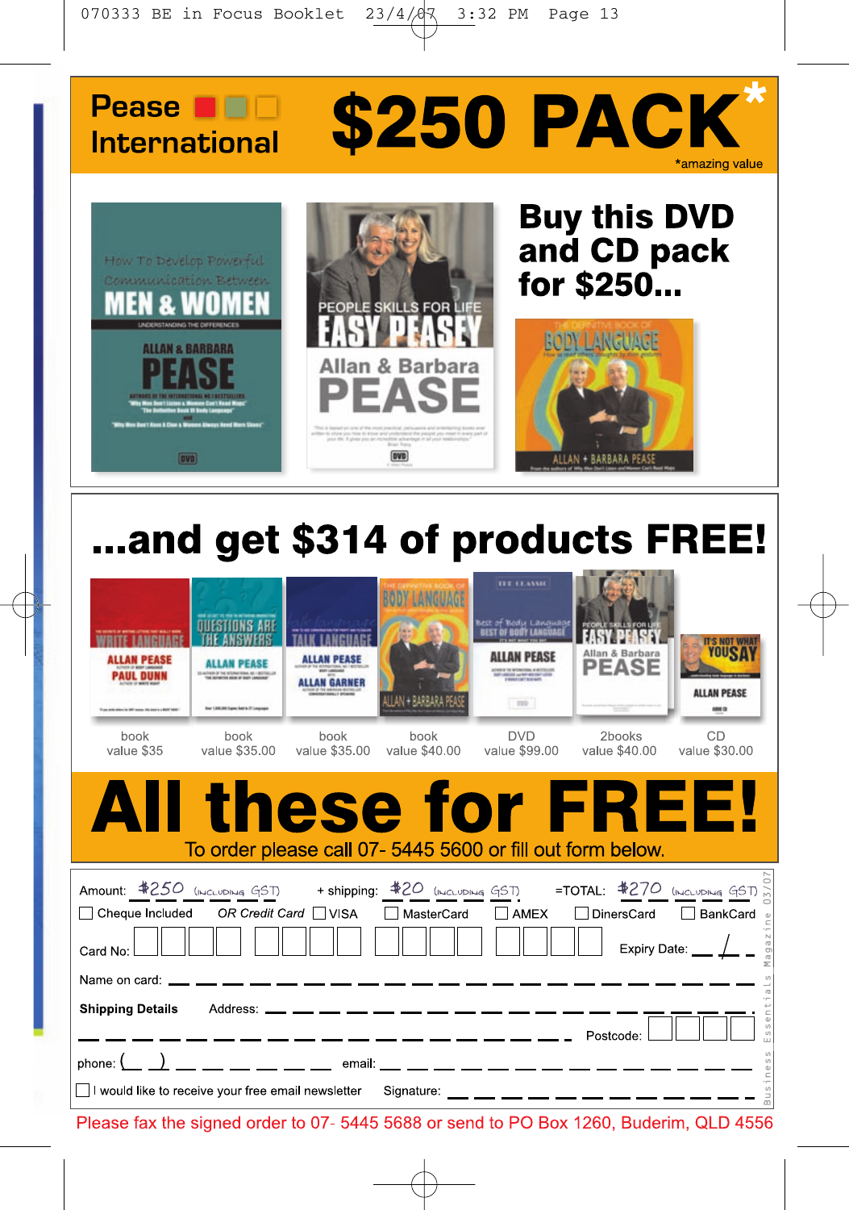# Pease International

# $250 PACK*

*amazing value

## Buy this DVD and CD pack for $250...

## ...and get $314 of products FREE!

| book | book | book | book | DVD | 2books | CD |
|---|---|---|---|---|---|---|
| value $35 | value $35.00 | value $35.00 | value $40.00 | value $99.00 | value $40.00 | value $30.00 |

# All these for FREE!

To order please call 07- 5445 5600 or fill out form below.

Amount: $250 (including GST) + shipping: $20 (including GST) =TOTAL: $270 (including GST)

☐ Cheque Included OR Credit Card ☐ VISA ☐ MasterCard ☐ AMEX ☐ DinersCard ☐ BankCard

Card No: ☐☐☐☐ ☐☐☐☐ ☐☐☐☐ ☐☐☐☐ Expiry Date: __ / __

Name on card: ______________________________

**Shipping Details** Address: ______________________________

______________________________ Postcode: ☐☐☐☐

phone: ( ) ____________ email: ______________________________

☐ I would like to receive your free email newsletter Signature: ______________________________

Business Essentials Magazine 03/07

Please fax the signed order to 07- 5445 5688 or send to PO Box 1260, Buderim, QLD 4556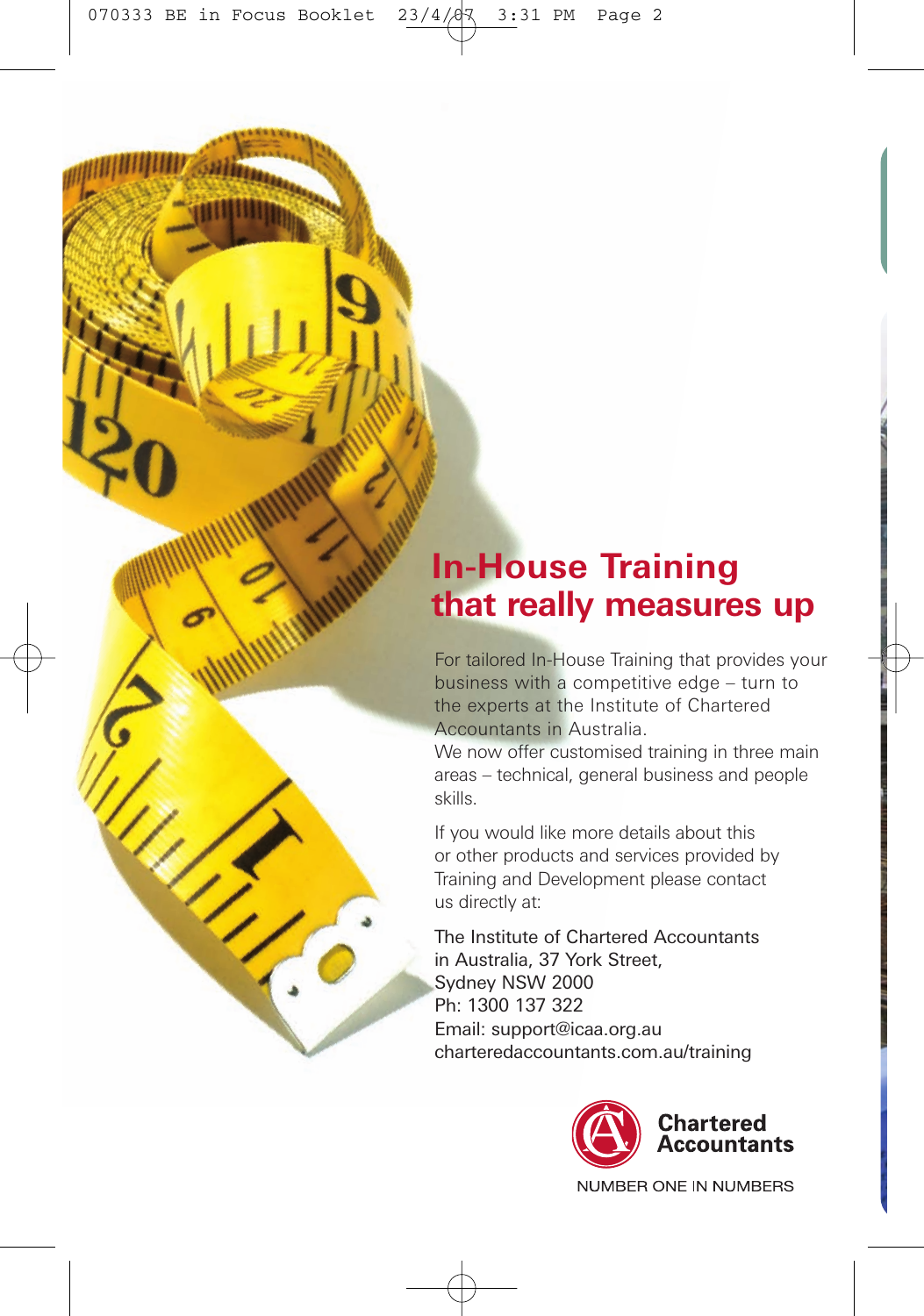# In-House Training that really measures up

For tailored In-House Training that provides your business with a competitive edge – turn to the experts at the Institute of Chartered Accountants in Australia.
We now offer customised training in three main areas – technical, general business and people skills.

If you would like more details about this or other products and services provided by Training and Development please contact us directly at:

The Institute of Chartered Accountants in Australia, 37 York Street,
Sydney NSW 2000
Ph: 1300 137 322
Email: support@icaa.org.au
charteredaccountants.com.au/training

**Chartered Accountants**

NUMBER ONE IN NUMBERS